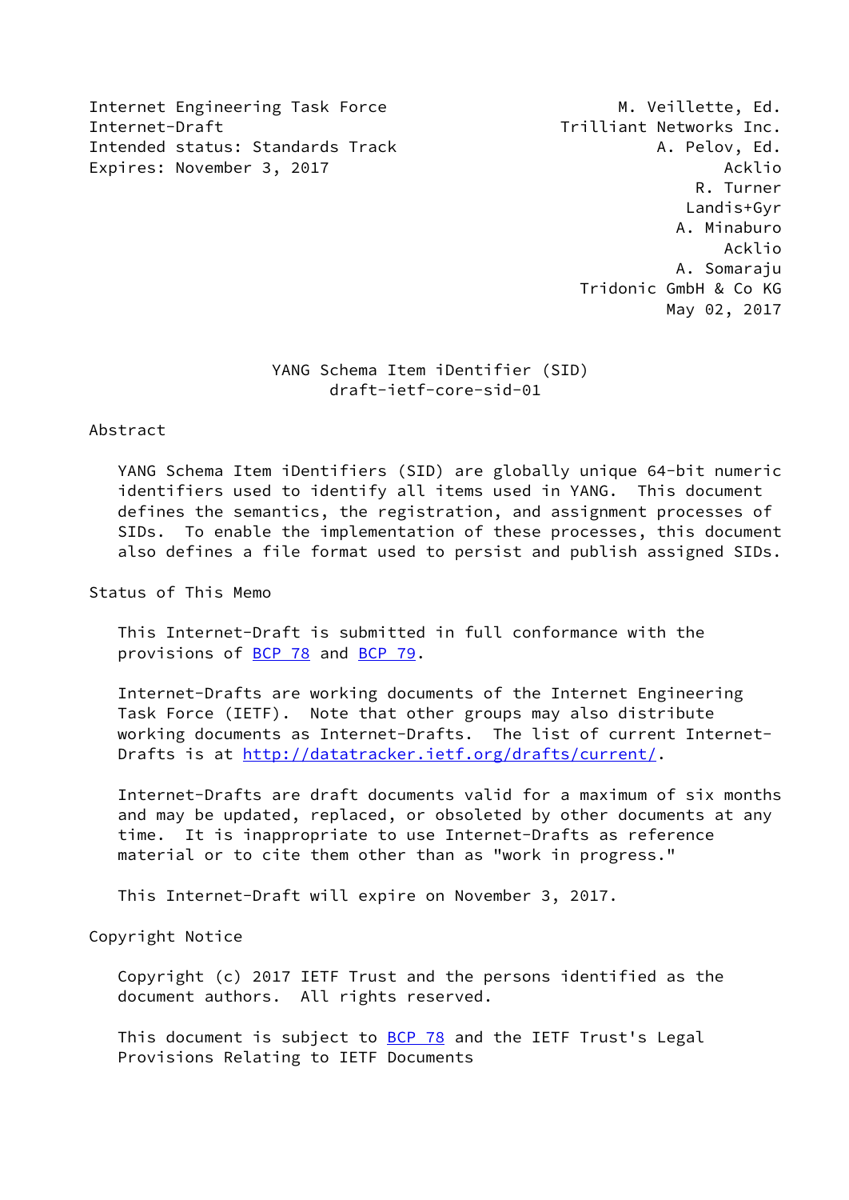Internet Engineering Task Force M. Veillette, Ed.
Internet-Draft Trilliant Networks Inc.
Intended status: Standards Track A. Pelov, Ed.
Expires: November 3, 2017 Acklio
R. Turner
Landis+Gyr
A. Minaburo
Acklio
A. Somaraju
Tridonic GmbH & Co KG
May 02, 2017

# YANG Schema Item iDentifier (SID)
# draft-ietf-core-sid-01

## Abstract

YANG Schema Item iDentifiers (SID) are globally unique 64-bit numeric identifiers used to identify all items used in YANG. This document defines the semantics, the registration, and assignment processes of SIDs. To enable the implementation of these processes, this document also defines a file format used to persist and publish assigned SIDs.

## Status of This Memo

This Internet-Draft is submitted in full conformance with the provisions of BCP 78 and BCP 79.

Internet-Drafts are working documents of the Internet Engineering Task Force (IETF). Note that other groups may also distribute working documents as Internet-Drafts. The list of current Internet-Drafts is at http://datatracker.ietf.org/drafts/current/.

Internet-Drafts are draft documents valid for a maximum of six months and may be updated, replaced, or obsoleted by other documents at any time. It is inappropriate to use Internet-Drafts as reference material or to cite them other than as "work in progress."

This Internet-Draft will expire on November 3, 2017.

## Copyright Notice

Copyright (c) 2017 IETF Trust and the persons identified as the document authors. All rights reserved.

This document is subject to BCP 78 and the IETF Trust's Legal Provisions Relating to IETF Documents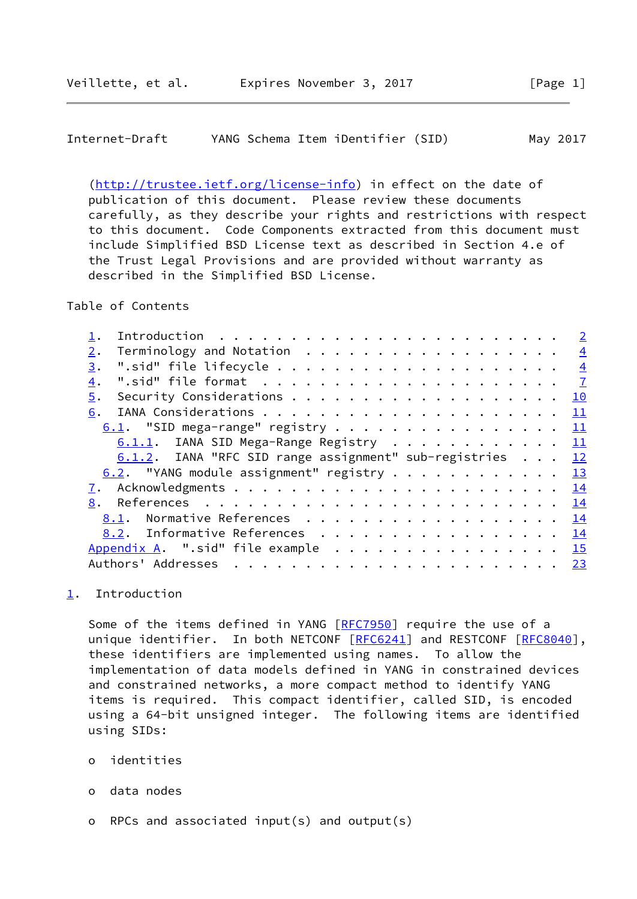(http://trustee.ietf.org/license-info) in effect on the date of publication of this document. Please review these documents carefully, as they describe your rights and restrictions with respect to this document. Code Components extracted from this document must include Simplified BSD License text as described in Section 4.e of the Trust Legal Provisions and are provided without warranty as described in the Simplified BSD License.

Table of Contents

```
   1.  Introduction . . . . . . . . . . . . . . . . . . . . . . . .   2
   2.  Terminology and Notation . . . . . . . . . . . . . . . . . .   4
   3.  ".sid" file lifecycle . . . . . . . . . . . . . . . . . . .   4
   4.  ".sid" file format  . . . . . . . . . . . . . . . . . . . .   7
   5.  Security Considerations . . . . . . . . . . . . . . . . . .  10
   6.  IANA Considerations . . . . . . . . . . . . . . . . . . . .  11
     6.1.  "SID mega-range" registry . . . . . . . . . . . . . . .  11
       6.1.1.  IANA SID Mega-Range Registry  . . . . . . . . . . .  11
       6.1.2.  IANA "RFC SID range assignment" sub-registries  . .  12
     6.2.  "YANG module assignment" registry . . . . . . . . . . .  13
   7.  Acknowledgments . . . . . . . . . . . . . . . . . . . . . .  14
   8.  References  . . . . . . . . . . . . . . . . . . . . . . . .  14
     8.1.  Normative References  . . . . . . . . . . . . . . . . .  14
     8.2.  Informative References  . . . . . . . . . . . . . . . .  14
   Appendix A.  ".sid" file example  . . . . . . . . . . . . . . .  15
   Authors' Addresses  . . . . . . . . . . . . . . . . . . . . . .  23
```

## 1. Introduction

Some of the items defined in YANG [RFC7950] require the use of a unique identifier. In both NETCONF [RFC6241] and RESTCONF [RFC8040], these identifiers are implemented using names. To allow the implementation of data models defined in YANG in constrained devices and constrained networks, a more compact method to identify YANG items is required. This compact identifier, called SID, is encoded using a 64-bit unsigned integer. The following items are identified using SIDs:

- identities
- data nodes
- RPCs and associated input(s) and output(s)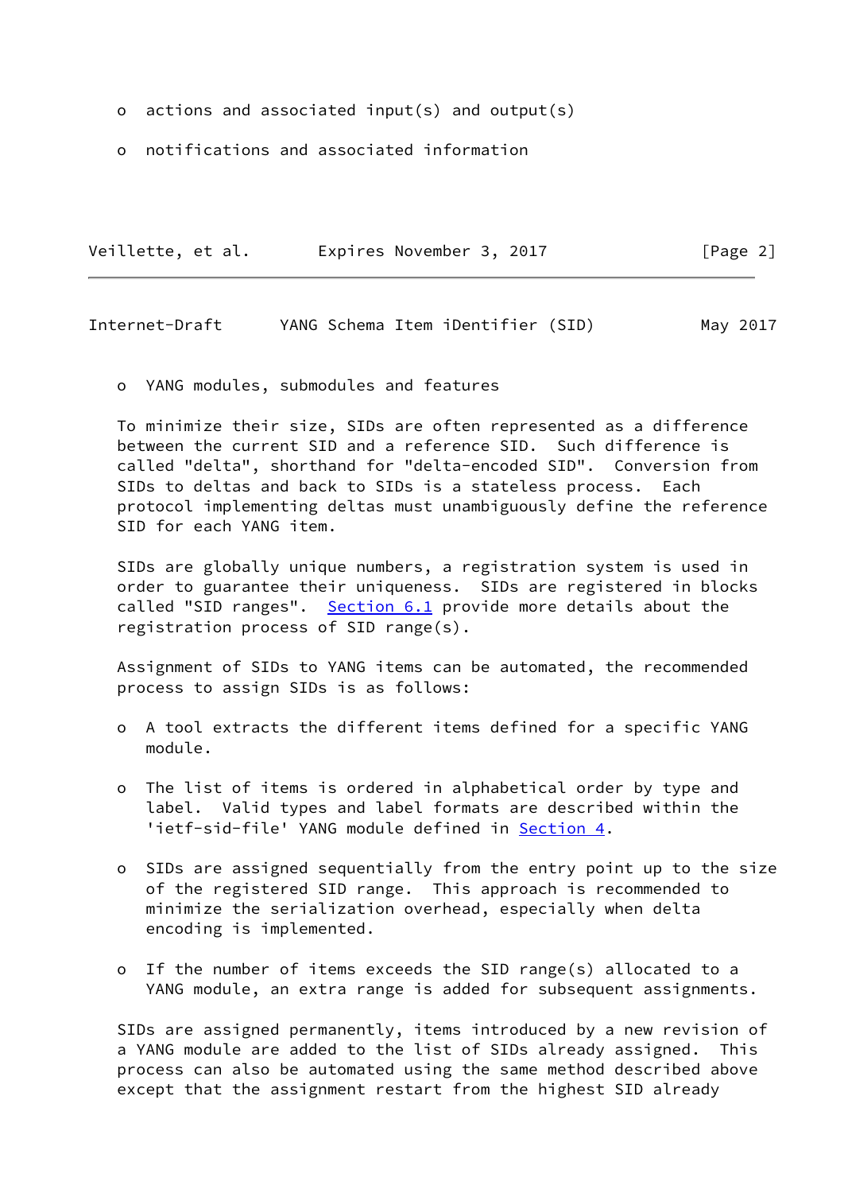- actions and associated input(s) and output(s)

- notifications and associated information

- YANG modules, submodules and features

To minimize their size, SIDs are often represented as a difference between the current SID and a reference SID. Such difference is called "delta", shorthand for "delta-encoded SID". Conversion from SIDs to deltas and back to SIDs is a stateless process. Each protocol implementing deltas must unambiguously define the reference SID for each YANG item.

SIDs are globally unique numbers, a registration system is used in order to guarantee their uniqueness. SIDs are registered in blocks called "SID ranges". Section 6.1 provide more details about the registration process of SID range(s).

Assignment of SIDs to YANG items can be automated, the recommended process to assign SIDs is as follows:

- A tool extracts the different items defined for a specific YANG module.

- The list of items is ordered in alphabetical order by type and label. Valid types and label formats are described within the 'ietf-sid-file' YANG module defined in Section 4.

- SIDs are assigned sequentially from the entry point up to the size of the registered SID range. This approach is recommended to minimize the serialization overhead, especially when delta encoding is implemented.

- If the number of items exceeds the SID range(s) allocated to a YANG module, an extra range is added for subsequent assignments.

SIDs are assigned permanently, items introduced by a new revision of a YANG module are added to the list of SIDs already assigned. This process can also be automated using the same method described above except that the assignment restart from the highest SID already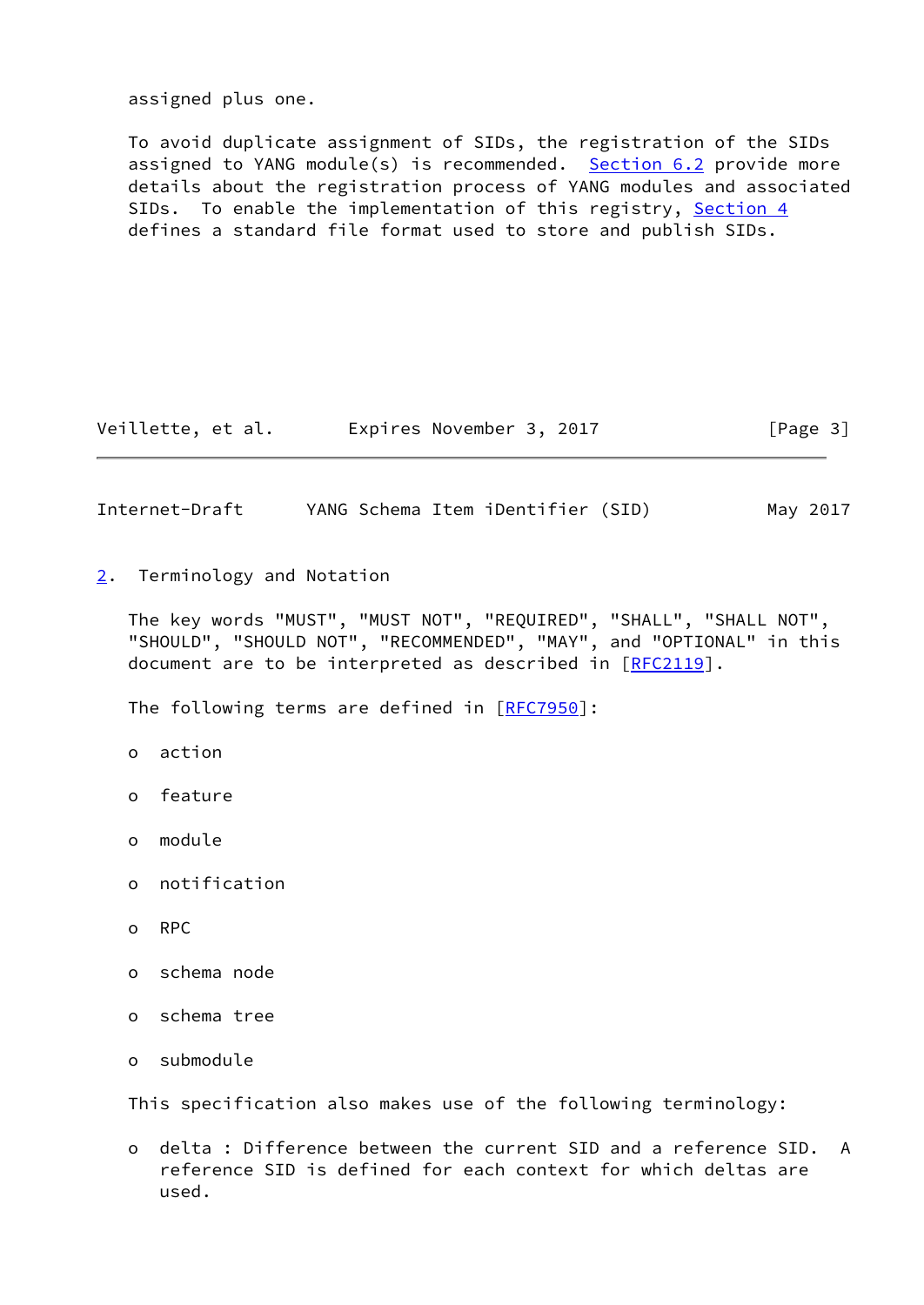assigned plus one.

To avoid duplicate assignment of SIDs, the registration of the SIDs assigned to YANG module(s) is recommended. Section 6.2 provide more details about the registration process of YANG modules and associated SIDs. To enable the implementation of this registry, Section 4 defines a standard file format used to store and publish SIDs.

## 2. Terminology and Notation

The key words "MUST", "MUST NOT", "REQUIRED", "SHALL", "SHALL NOT", "SHOULD", "SHOULD NOT", "RECOMMENDED", "MAY", and "OPTIONAL" in this document are to be interpreted as described in [RFC2119].

The following terms are defined in [RFC7950]:

- action
- feature
- module
- notification
- RPC
- schema node
- schema tree
- submodule

This specification also makes use of the following terminology:

- delta : Difference between the current SID and a reference SID. A reference SID is defined for each context for which deltas are used.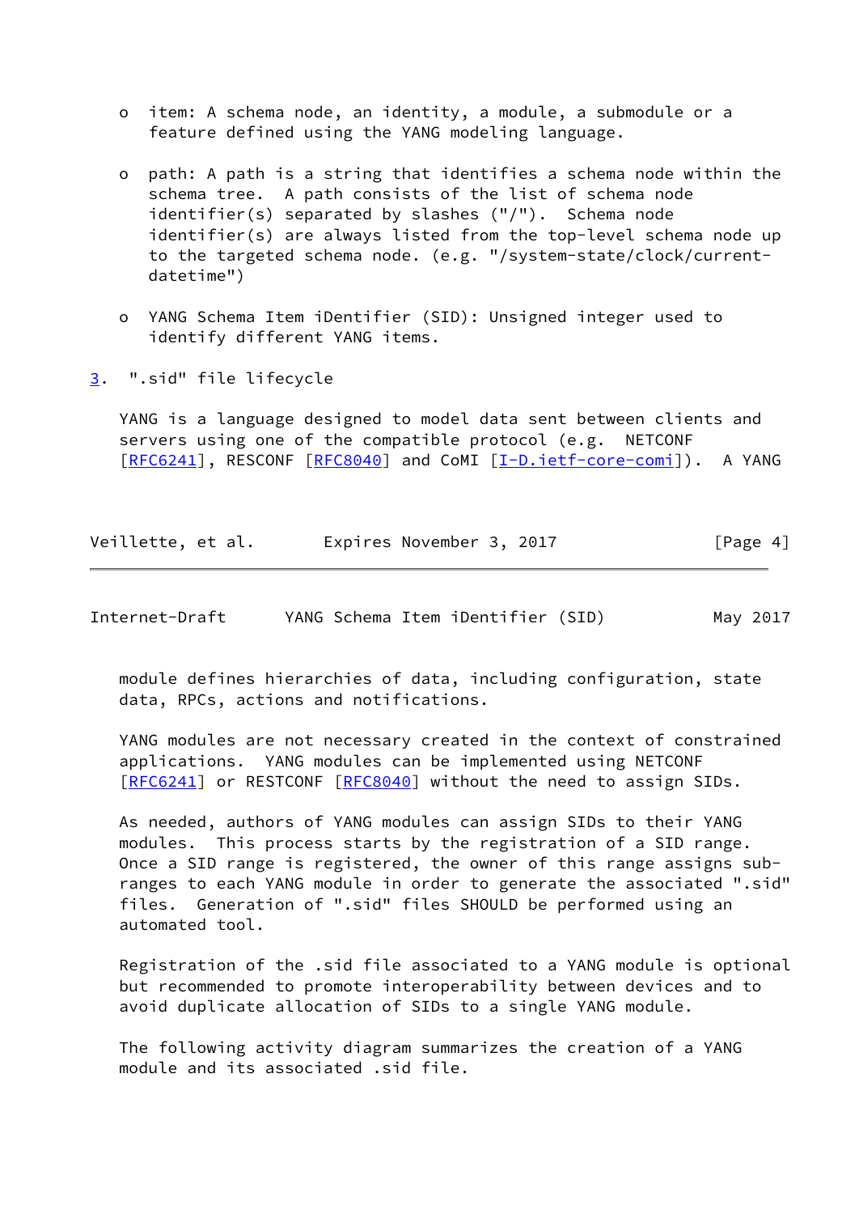- item: A schema node, an identity, a module, a submodule or a feature defined using the YANG modeling language.

- path: A path is a string that identifies a schema node within the schema tree. A path consists of the list of schema node identifier(s) separated by slashes ("/"). Schema node identifier(s) are always listed from the top-level schema node up to the targeted schema node. (e.g. "/system-state/clock/current-datetime")

- YANG Schema Item iDentifier (SID): Unsigned integer used to identify different YANG items.

## 3. ".sid" file lifecycle

YANG is a language designed to model data sent between clients and servers using one of the compatible protocol (e.g. NETCONF [RFC6241], RESCONF [RFC8040] and CoMI [I-D.ietf-core-comi]). A YANG module defines hierarchies of data, including configuration, state data, RPCs, actions and notifications.

YANG modules are not necessary created in the context of constrained applications. YANG modules can be implemented using NETCONF [RFC6241] or RESTCONF [RFC8040] without the need to assign SIDs.

As needed, authors of YANG modules can assign SIDs to their YANG modules. This process starts by the registration of a SID range. Once a SID range is registered, the owner of this range assigns sub-ranges to each YANG module in order to generate the associated ".sid" files. Generation of ".sid" files SHOULD be performed using an automated tool.

Registration of the .sid file associated to a YANG module is optional but recommended to promote interoperability between devices and to avoid duplicate allocation of SIDs to a single YANG module.

The following activity diagram summarizes the creation of a YANG module and its associated .sid file.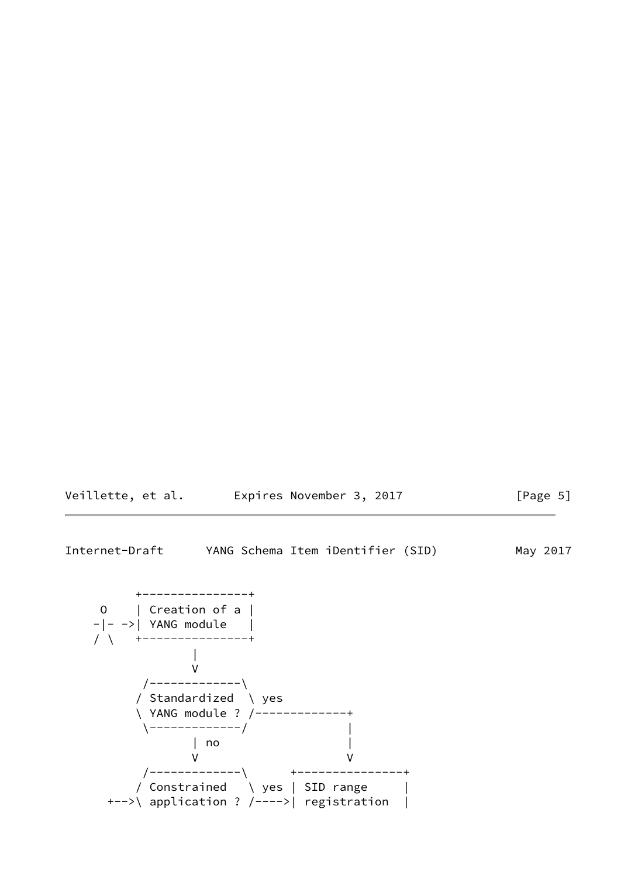```
         +---------------+
     O   | Creation of a |
    -|- ->| YANG module   |
    / \   +---------------+
                 |
                 V
          /-------------\
         / Standardized  \ yes
         \ YANG module ? /-------------+
          \-------------/              |
                 | no                  |
                 V                     V
          /-------------\      +---------------+
         / Constrained   \ yes | SID range     |
      +-->\ application ? /---->| registration  |
```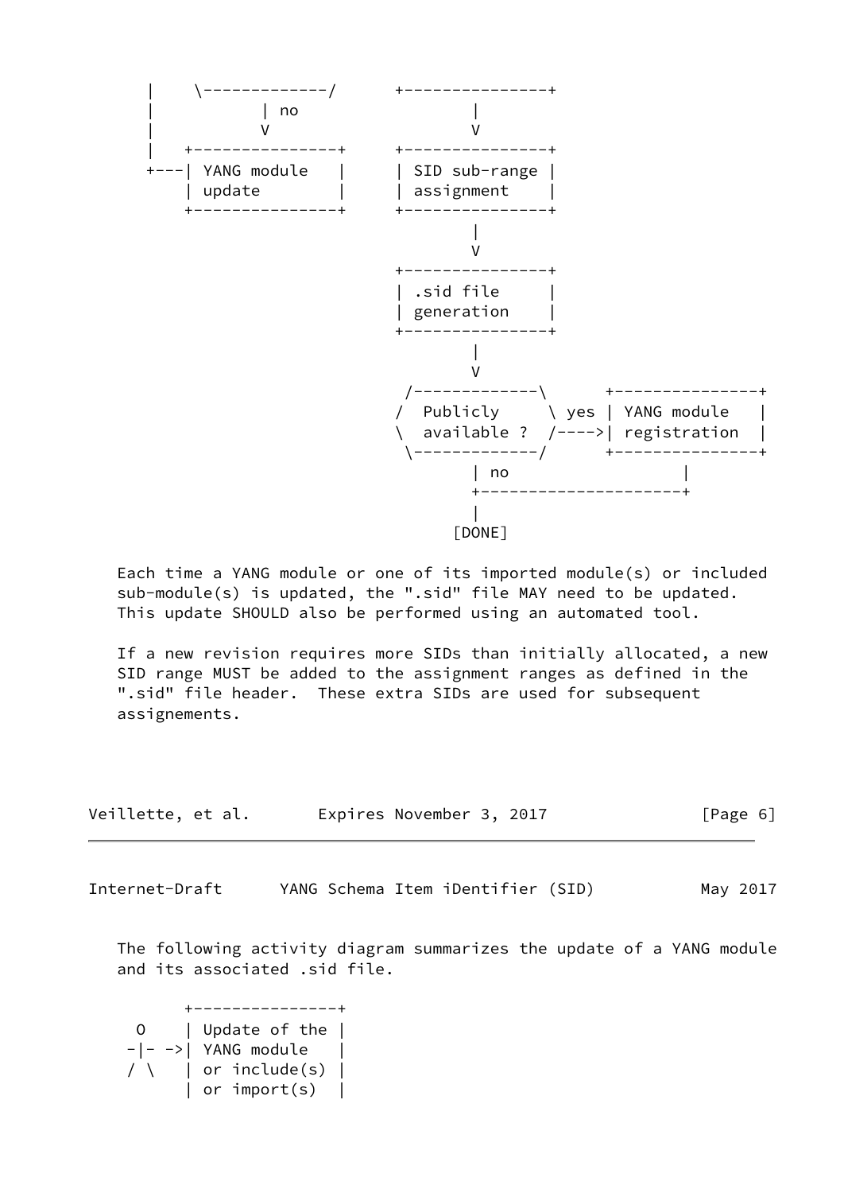```
      |    \-------------/      +---------------+
      |           | no                  |
      |           V                     V
      |   +---------------+     +---------------+
      +---| YANG module   |     | SID sub-range |
          | update        |     | assignment    |
          +---------------+     +---------------+
                                        |
                                        V
                                +---------------+
                                | .sid file     |
                                | generation    |
                                +---------------+
                                        |
                                        V
                                 /-------------\      +---------------+
                                /  Publicly     \ yes | YANG module   |
                                \  available ?  /---->| registration  |
                                 \-------------/      +---------------+
                                        | no                  |
                                        +---------------------+
                                        |
                                      [DONE]
```

Each time a YANG module or one of its imported module(s) or included sub-module(s) is updated, the ".sid" file MAY need to be updated. This update SHOULD also be performed using an automated tool.

If a new revision requires more SIDs than initially allocated, a new SID range MUST be added to the assignment ranges as defined in the ".sid" file header. These extra SIDs are used for subsequent assignements.

The following activity diagram summarizes the update of a YANG module and its associated .sid file.

```
          +---------------+
    O     | Update of the |
   -|- ->| YANG module   |
   / \    | or include(s) |
          | or import(s)  |
```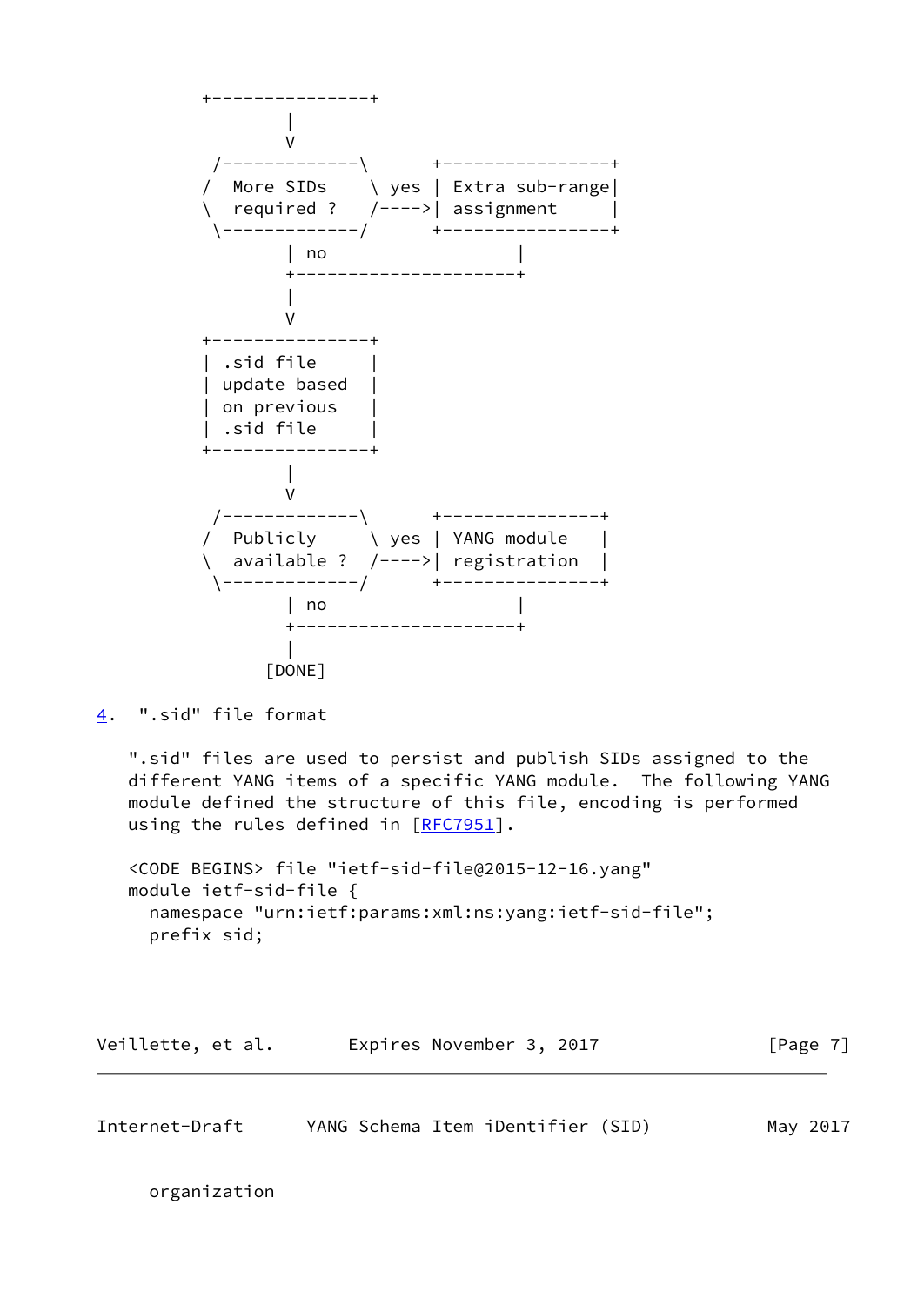```
          +---------------+
                  |
                  V
           /-------------\       +----------------+
          /  More SIDs    \ yes | Extra sub-range|
          \  required ?   /---->| assignment     |
           \-------------/       +----------------+
                  | no                     |
                  +---------------------+
                  |
                  V
          +---------------+
          | .sid file     |
          | update based  |
          | on previous   |
          | .sid file     |
          +---------------+
                  |
                  V
           /-------------\       +---------------+
          /  Publicly     \ yes | YANG module   |
          \  available ?  /---->| registration  |
           \-------------/       +---------------+
                  | no                     |
                  +---------------------+
                  |
                [DONE]
```

## 4. ".sid" file format

".sid" files are used to persist and publish SIDs assigned to the different YANG items of a specific YANG module. The following YANG module defined the structure of this file, encoding is performed using the rules defined in [RFC7951].

```
<CODE BEGINS> file "ietf-sid-file@2015-12-16.yang"
module ietf-sid-file {
  namespace "urn:ietf:params:xml:ns:yang:ietf-sid-file";
  prefix sid;

  organization
```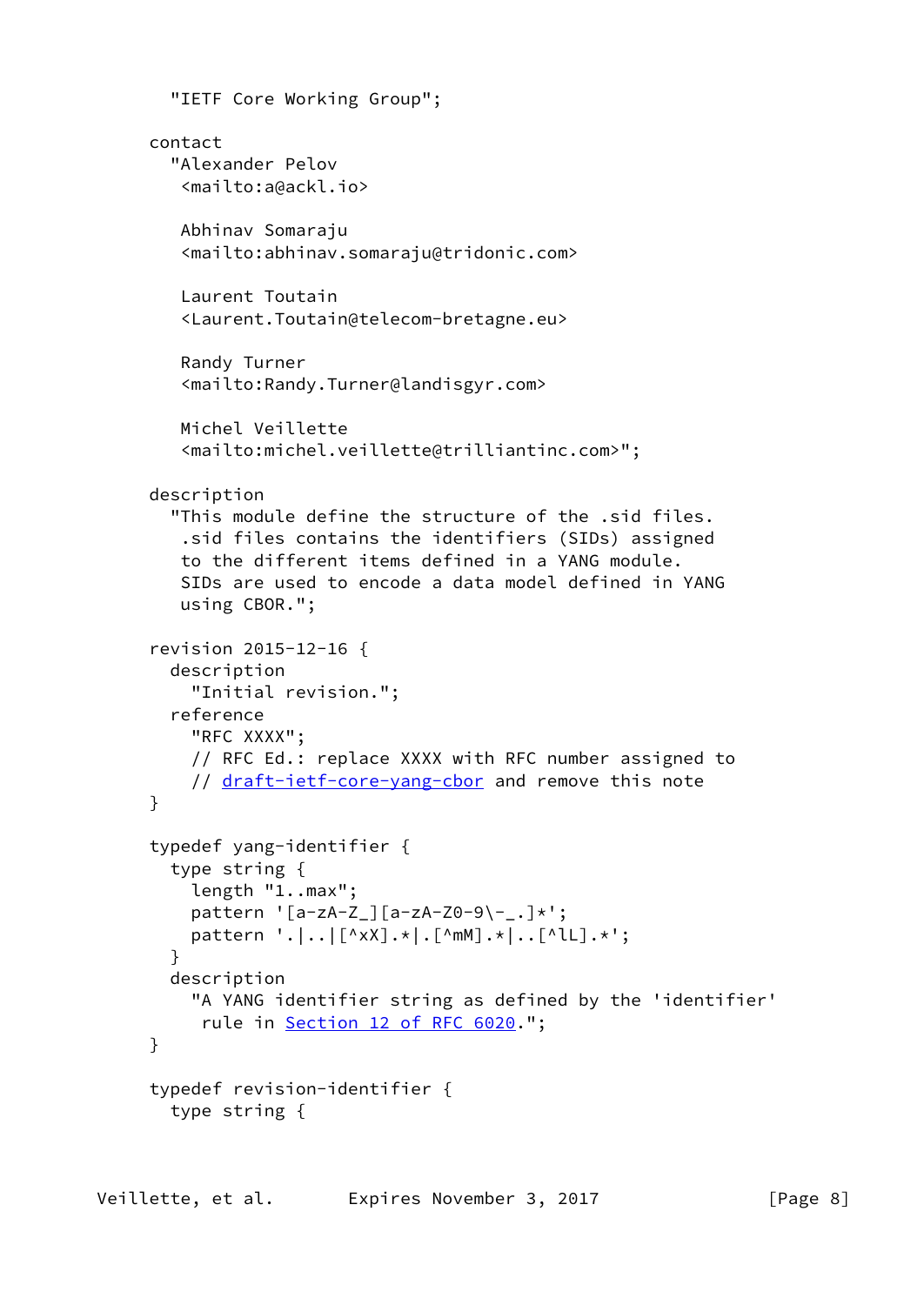```
       "IETF Core Working Group";

     contact
       "Alexander Pelov
        <mailto:a@ackl.io>

        Abhinav Somaraju
        <mailto:abhinav.somaraju@tridonic.com>

        Laurent Toutain
        <Laurent.Toutain@telecom-bretagne.eu>

        Randy Turner
        <mailto:Randy.Turner@landisgyr.com>

        Michel Veillette
        <mailto:michel.veillette@trilliantinc.com>";

     description
       "This module define the structure of the .sid files.
        .sid files contains the identifiers (SIDs) assigned
        to the different items defined in a YANG module.
        SIDs are used to encode a data model defined in YANG
        using CBOR.";

     revision 2015-12-16 {
       description
         "Initial revision.";
       reference
         "RFC XXXX";
         // RFC Ed.: replace XXXX with RFC number assigned to
         // draft-ietf-core-yang-cbor and remove this note
     }

     typedef yang-identifier {
       type string {
         length "1..max";
         pattern '[a-zA-Z_][a-zA-Z0-9\-_.]*';
         pattern '.|..|[^xX].*|.[^mM].*|..[^lL].*';
       }
       description
         "A YANG identifier string as defined by the 'identifier'
          rule in Section 12 of RFC 6020.";
     }

     typedef revision-identifier {
       type string {
```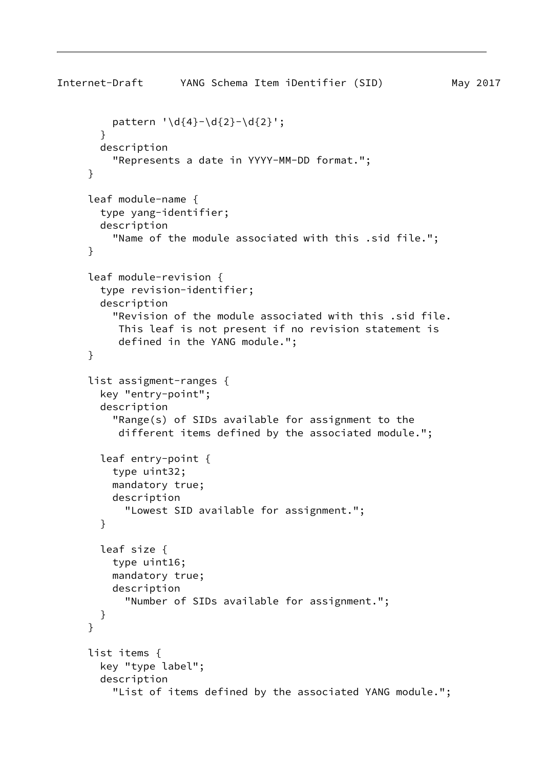```
          pattern '\d{4}-\d{2}-\d{2}';
        }
        description
          "Represents a date in YYYY-MM-DD format.";
      }

      leaf module-name {
        type yang-identifier;
        description
          "Name of the module associated with this .sid file.";
      }

      leaf module-revision {
        type revision-identifier;
        description
          "Revision of the module associated with this .sid file.
           This leaf is not present if no revision statement is
           defined in the YANG module.";
      }

      list assigment-ranges {
        key "entry-point";
        description
          "Range(s) of SIDs available for assignment to the
           different items defined by the associated module.";

        leaf entry-point {
          type uint32;
          mandatory true;
          description
            "Lowest SID available for assignment.";
        }

        leaf size {
          type uint16;
          mandatory true;
          description
            "Number of SIDs available for assignment.";
        }
      }

      list items {
        key "type label";
        description
          "List of items defined by the associated YANG module.";
```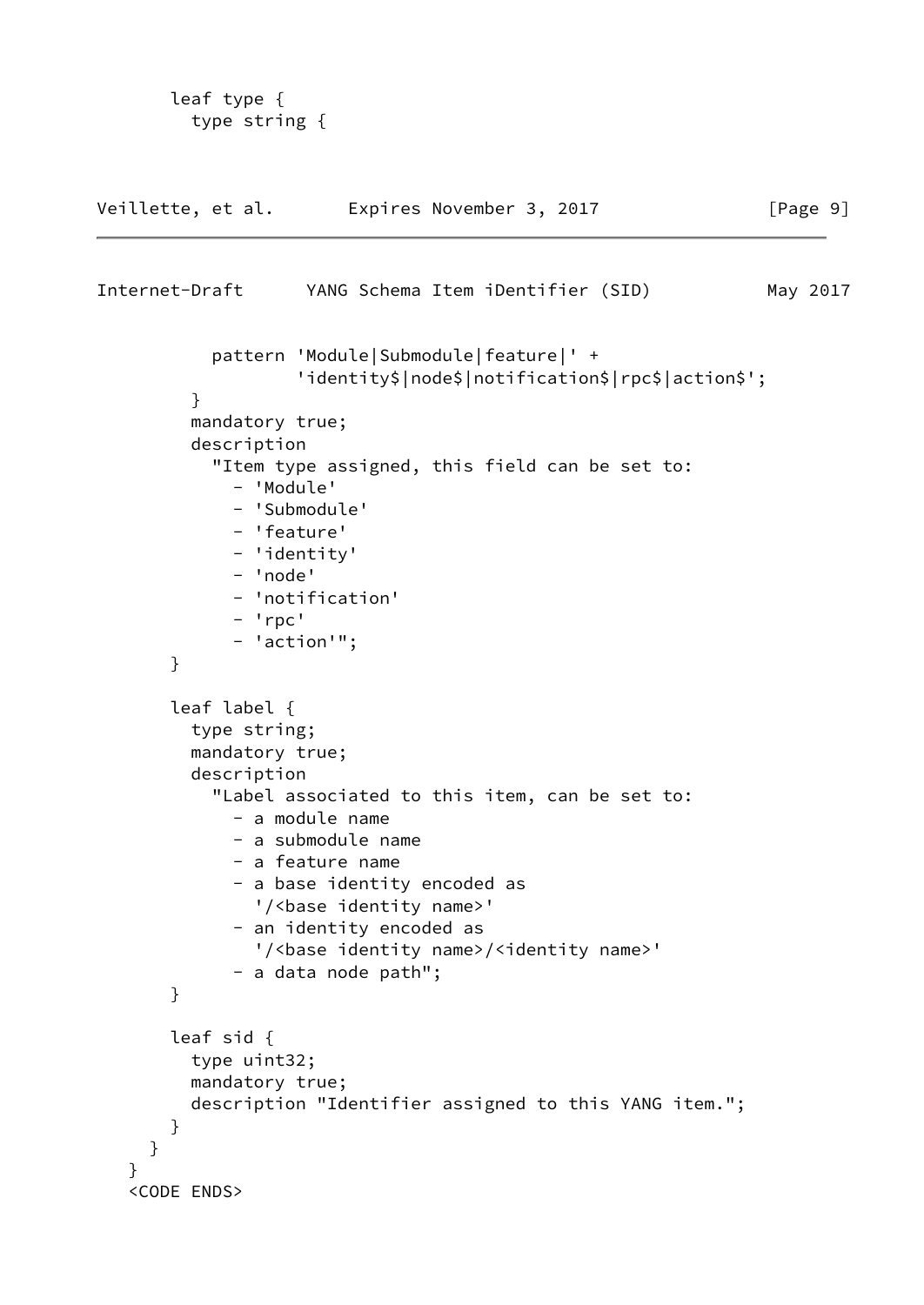```
       leaf type {
         type string {
           pattern 'Module|Submodule|feature|' +
                   'identity$|node$|notification$|rpc$|action$';
         }
         mandatory true;
         description
           "Item type assigned, this field can be set to:
             - 'Module'
             - 'Submodule'
             - 'feature'
             - 'identity'
             - 'node'
             - 'notification'
             - 'rpc'
             - 'action'";
       }

       leaf label {
         type string;
         mandatory true;
         description
           "Label associated to this item, can be set to:
             - a module name
             - a submodule name
             - a feature name
             - a base identity encoded as
               '/<base identity name>'
             - an identity encoded as
               '/<base identity name>/<identity name>'
             - a data node path";
       }

       leaf sid {
         type uint32;
         mandatory true;
         description "Identifier assigned to this YANG item.";
       }
     }
   }
   <CODE ENDS>
```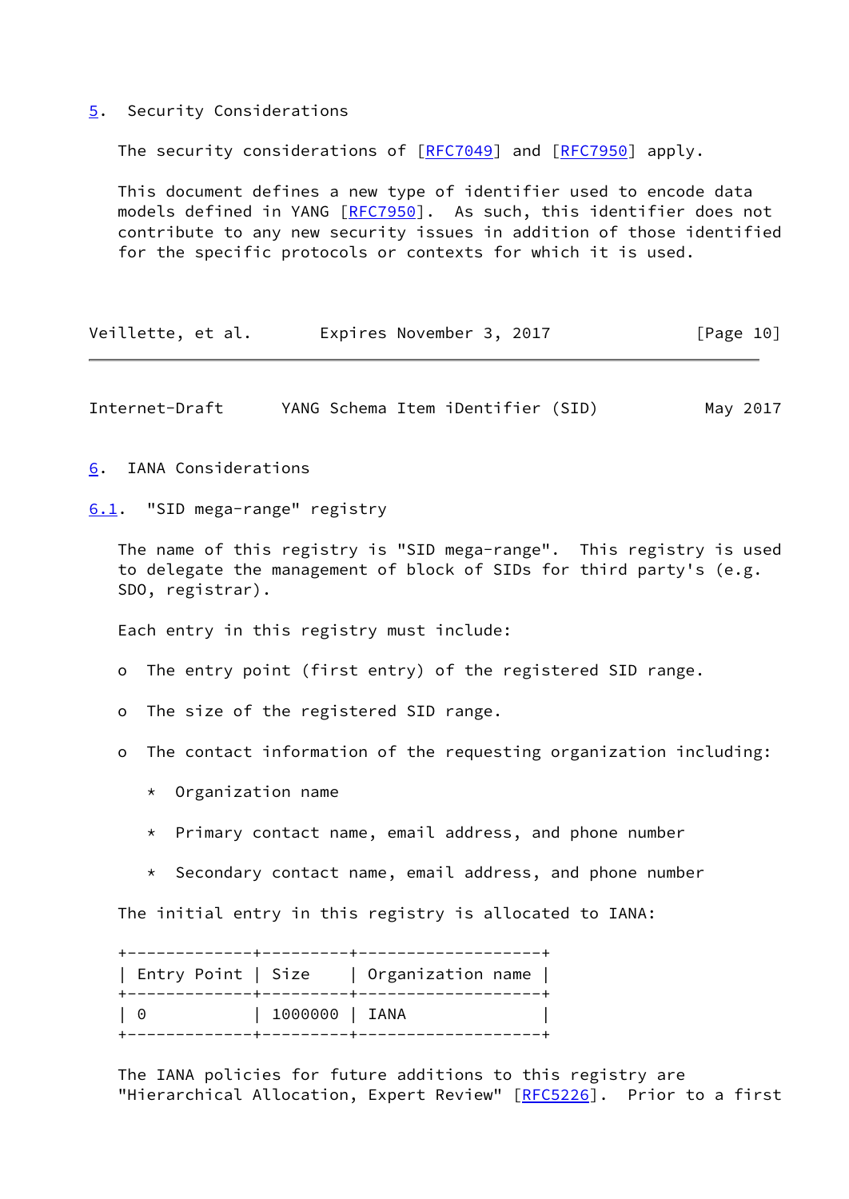## 5. Security Considerations

The security considerations of [RFC7049] and [RFC7950] apply.

This document defines a new type of identifier used to encode data models defined in YANG [RFC7950]. As such, this identifier does not contribute to any new security issues in addition of those identified for the specific protocols or contexts for which it is used.

## 6. IANA Considerations

### 6.1. "SID mega-range" registry

The name of this registry is "SID mega-range". This registry is used to delegate the management of block of SIDs for third party's (e.g. SDO, registrar).

Each entry in this registry must include:

- The entry point (first entry) of the registered SID range.
- The size of the registered SID range.
- The contact information of the requesting organization including:
  - Organization name
  - Primary contact name, email address, and phone number
  - Secondary contact name, email address, and phone number

The initial entry in this registry is allocated to IANA:

| Entry Point | Size | Organization name |
|---|---|---|
| 0 | 1000000 | IANA |

The IANA policies for future additions to this registry are "Hierarchical Allocation, Expert Review" [RFC5226]. Prior to a first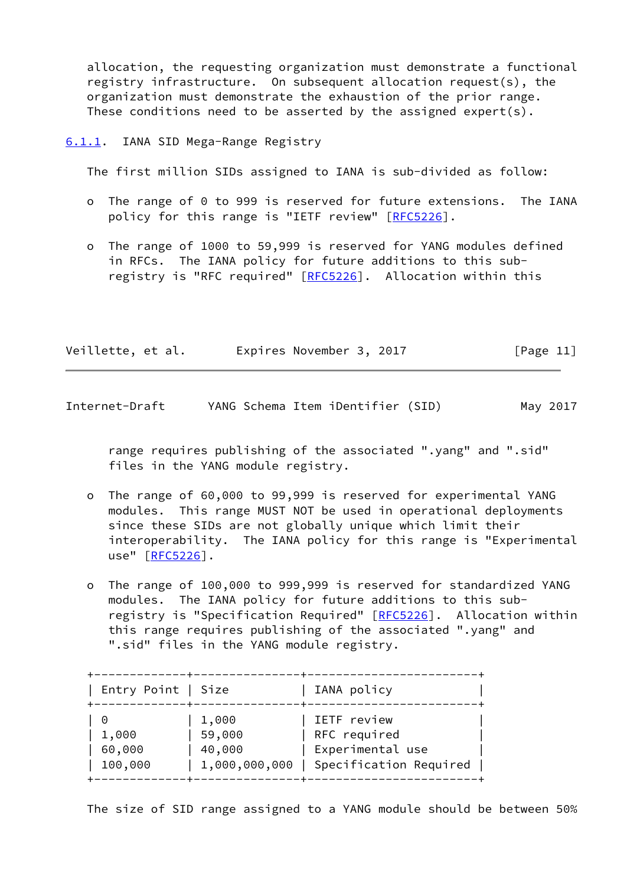allocation, the requesting organization must demonstrate a functional registry infrastructure. On subsequent allocation request(s), the organization must demonstrate the exhaustion of the prior range. These conditions need to be asserted by the assigned expert(s).

### 6.1.1. IANA SID Mega-Range Registry

The first million SIDs assigned to IANA is sub-divided as follow:

- The range of 0 to 999 is reserved for future extensions. The IANA policy for this range is "IETF review" [RFC5226].

- The range of 1000 to 59,999 is reserved for YANG modules defined in RFCs. The IANA policy for future additions to this sub-registry is "RFC required" [RFC5226]. Allocation within this range requires publishing of the associated ".yang" and ".sid" files in the YANG module registry.

- The range of 60,000 to 99,999 is reserved for experimental YANG modules. This range MUST NOT be used in operational deployments since these SIDs are not globally unique which limit their interoperability. The IANA policy for this range is "Experimental use" [RFC5226].

- The range of 100,000 to 999,999 is reserved for standardized YANG modules. The IANA policy for future additions to this sub-registry is "Specification Required" [RFC5226]. Allocation within this range requires publishing of the associated ".yang" and ".sid" files in the YANG module registry.

| Entry Point | Size | IANA policy |
|---|---|---|
| 0 | 1,000 | IETF review |
| 1,000 | 59,000 | RFC required |
| 60,000 | 40,000 | Experimental use |
| 100,000 | 1,000,000,000 | Specification Required |

The size of SID range assigned to a YANG module should be between 50%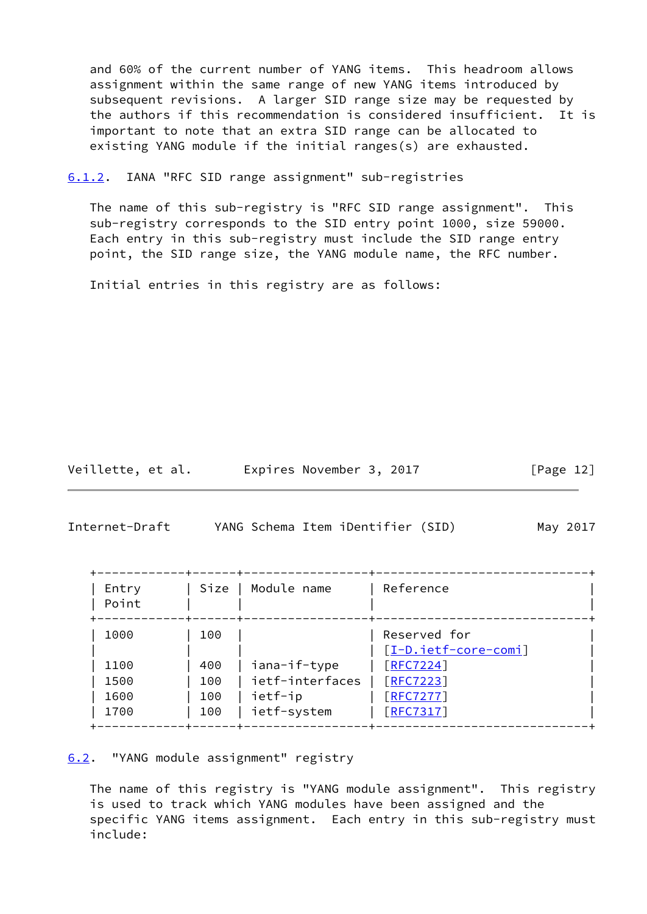and 60% of the current number of YANG items. This headroom allows assignment within the same range of new YANG items introduced by subsequent revisions. A larger SID range size may be requested by the authors if this recommendation is considered insufficient. It is important to note that an extra SID range can be allocated to existing YANG module if the initial ranges(s) are exhausted.

### 6.1.2. IANA "RFC SID range assignment" sub-registries

The name of this sub-registry is "RFC SID range assignment". This sub-registry corresponds to the SID entry point 1000, size 59000. Each entry in this sub-registry must include the SID range entry point, the SID range size, the YANG module name, the RFC number.

Initial entries in this registry are as follows:

| Entry Point | Size | Module name | Reference |
|---|---|---|---|
| 1000 | 100 | | Reserved for [I-D.ietf-core-comi] |
| 1100 | 400 | iana-if-type | [RFC7224] |
| 1500 | 100 | ietf-interfaces | [RFC7223] |
| 1600 | 100 | ietf-ip | [RFC7277] |
| 1700 | 100 | ietf-system | [RFC7317] |

## 6.2. "YANG module assignment" registry

The name of this registry is "YANG module assignment". This registry is used to track which YANG modules have been assigned and the specific YANG items assignment. Each entry in this sub-registry must include: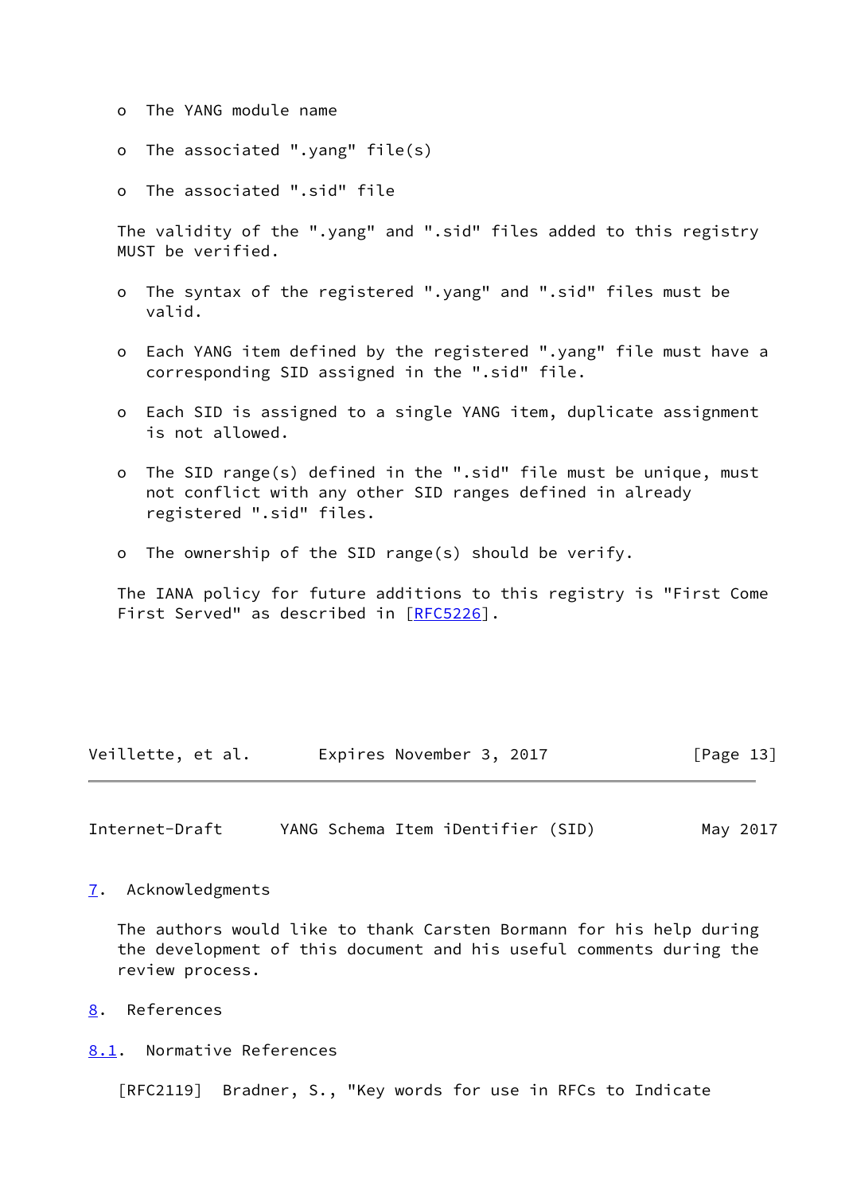- The YANG module name
- The associated ".yang" file(s)
- The associated ".sid" file

The validity of the ".yang" and ".sid" files added to this registry MUST be verified.

- The syntax of the registered ".yang" and ".sid" files must be valid.
- Each YANG item defined by the registered ".yang" file must have a corresponding SID assigned in the ".sid" file.
- Each SID is assigned to a single YANG item, duplicate assignment is not allowed.
- The SID range(s) defined in the ".sid" file must be unique, must not conflict with any other SID ranges defined in already registered ".sid" files.
- The ownership of the SID range(s) should be verify.

The IANA policy for future additions to this registry is "First Come First Served" as described in [RFC5226].

## 7. Acknowledgments

The authors would like to thank Carsten Bormann for his help during the development of this document and his useful comments during the review process.

## 8. References

### 8.1. Normative References

[RFC2119] Bradner, S., "Key words for use in RFCs to Indicate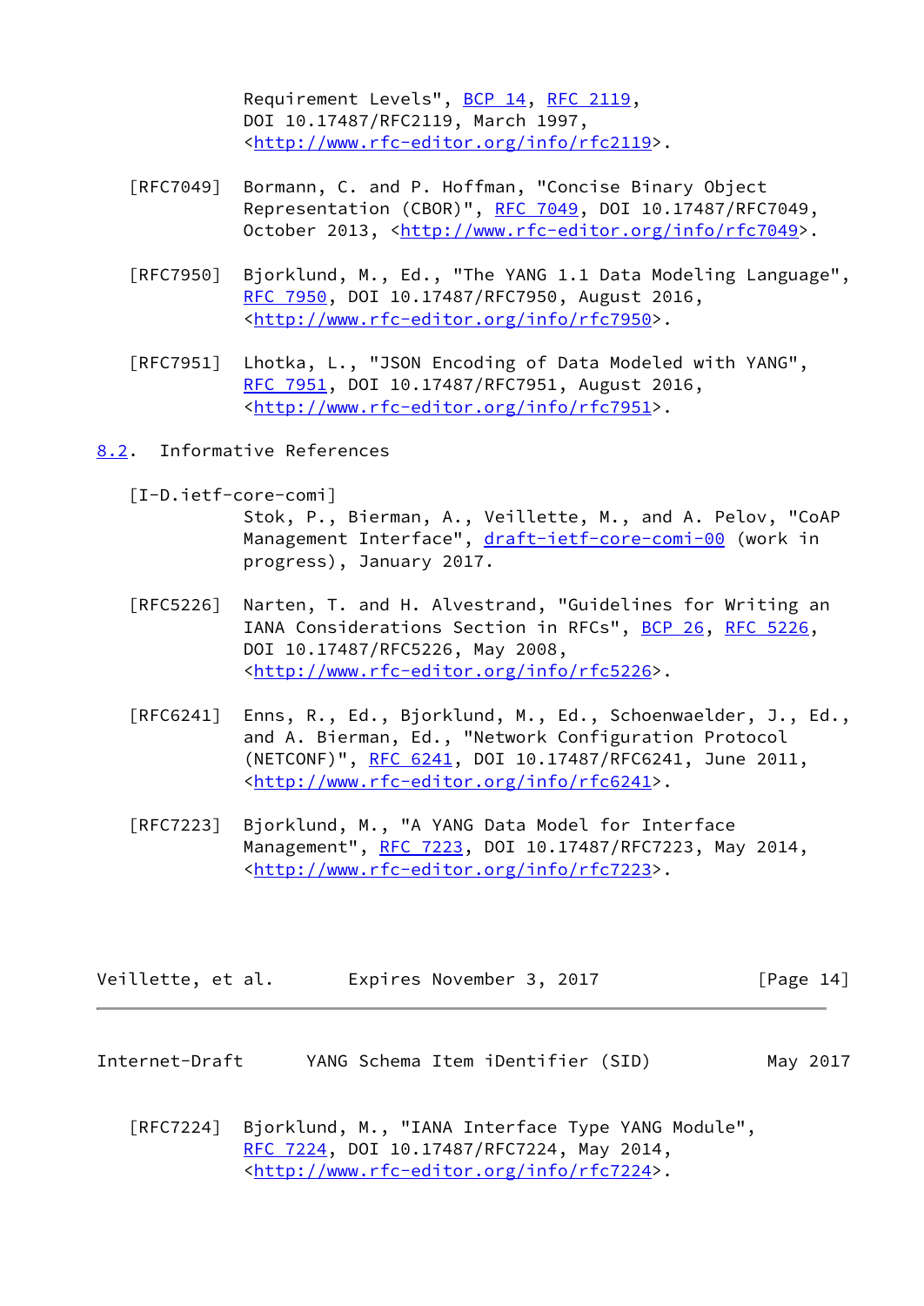Requirement Levels", BCP 14, RFC 2119, DOI 10.17487/RFC2119, March 1997, <http://www.rfc-editor.org/info/rfc2119>.

[RFC7049] Bormann, C. and P. Hoffman, "Concise Binary Object Representation (CBOR)", RFC 7049, DOI 10.17487/RFC7049, October 2013, <http://www.rfc-editor.org/info/rfc7049>.

[RFC7950] Bjorklund, M., Ed., "The YANG 1.1 Data Modeling Language", RFC 7950, DOI 10.17487/RFC7950, August 2016, <http://www.rfc-editor.org/info/rfc7950>.

[RFC7951] Lhotka, L., "JSON Encoding of Data Modeled with YANG", RFC 7951, DOI 10.17487/RFC7951, August 2016, <http://www.rfc-editor.org/info/rfc7951>.

## 8.2. Informative References

[I-D.ietf-core-comi] Stok, P., Bierman, A., Veillette, M., and A. Pelov, "CoAP Management Interface", draft-ietf-core-comi-00 (work in progress), January 2017.

[RFC5226] Narten, T. and H. Alvestrand, "Guidelines for Writing an IANA Considerations Section in RFCs", BCP 26, RFC 5226, DOI 10.17487/RFC5226, May 2008, <http://www.rfc-editor.org/info/rfc5226>.

[RFC6241] Enns, R., Ed., Bjorklund, M., Ed., Schoenwaelder, J., Ed., and A. Bierman, Ed., "Network Configuration Protocol (NETCONF)", RFC 6241, DOI 10.17487/RFC6241, June 2011, <http://www.rfc-editor.org/info/rfc6241>.

[RFC7223] Bjorklund, M., "A YANG Data Model for Interface Management", RFC 7223, DOI 10.17487/RFC7223, May 2014, <http://www.rfc-editor.org/info/rfc7223>.

[RFC7224] Bjorklund, M., "IANA Interface Type YANG Module", RFC 7224, DOI 10.17487/RFC7224, May 2014, <http://www.rfc-editor.org/info/rfc7224>.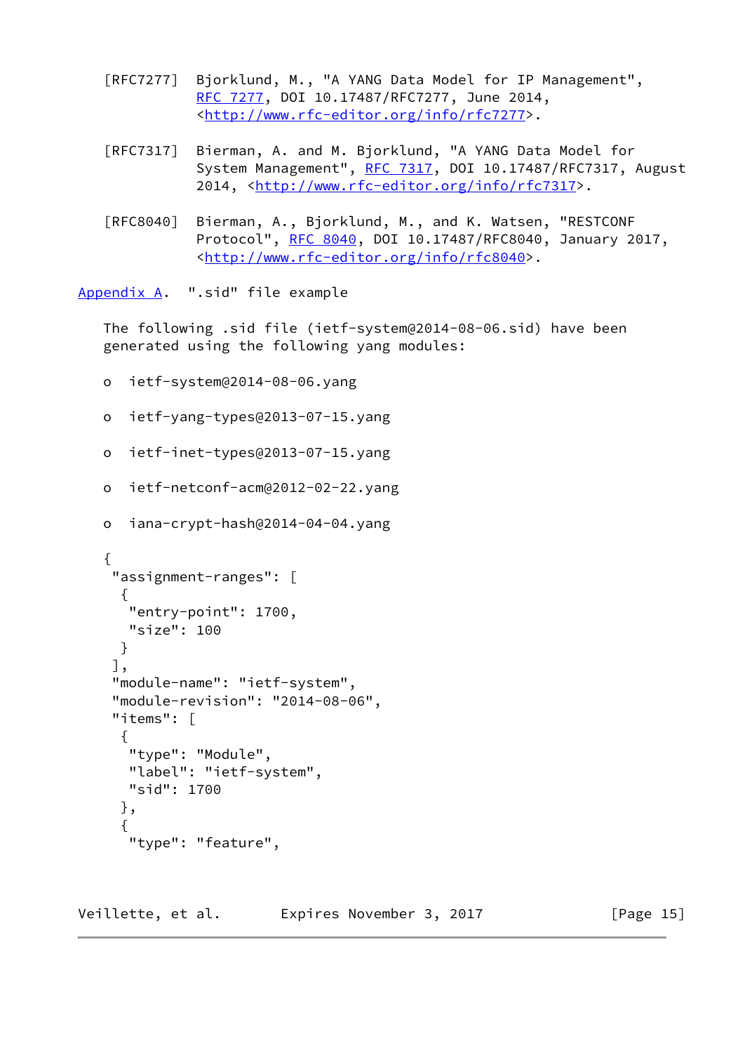[RFC7277] Bjorklund, M., "A YANG Data Model for IP Management", RFC 7277, DOI 10.17487/RFC7277, June 2014, <http://www.rfc-editor.org/info/rfc7277>.

[RFC7317] Bierman, A. and M. Bjorklund, "A YANG Data Model for System Management", RFC 7317, DOI 10.17487/RFC7317, August 2014, <http://www.rfc-editor.org/info/rfc7317>.

[RFC8040] Bierman, A., Bjorklund, M., and K. Watsen, "RESTCONF Protocol", RFC 8040, DOI 10.17487/RFC8040, January 2017, <http://www.rfc-editor.org/info/rfc8040>.

## Appendix A. ".sid" file example

The following .sid file (ietf-system@2014-08-06.sid) have been generated using the following yang modules:

- ietf-system@2014-08-06.yang
- ietf-yang-types@2013-07-15.yang
- ietf-inet-types@2013-07-15.yang
- ietf-netconf-acm@2012-02-22.yang
- iana-crypt-hash@2014-04-04.yang

```
{
 "assignment-ranges": [
  {
   "entry-point": 1700,
   "size": 100
  }
 ],
 "module-name": "ietf-system",
 "module-revision": "2014-08-06",
 "items": [
  {
   "type": "Module",
   "label": "ietf-system",
   "sid": 1700
  },
  {
   "type": "feature",
```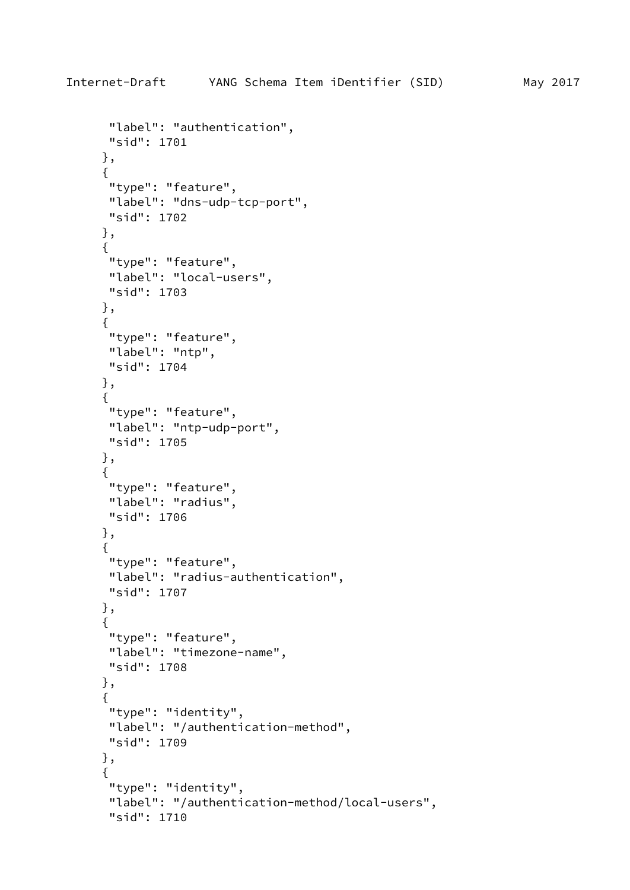```
       "label": "authentication",
       "sid": 1701
      },
      {
       "type": "feature",
       "label": "dns-udp-tcp-port",
       "sid": 1702
      },
      {
       "type": "feature",
       "label": "local-users",
       "sid": 1703
      },
      {
       "type": "feature",
       "label": "ntp",
       "sid": 1704
      },
      {
       "type": "feature",
       "label": "ntp-udp-port",
       "sid": 1705
      },
      {
       "type": "feature",
       "label": "radius",
       "sid": 1706
      },
      {
       "type": "feature",
       "label": "radius-authentication",
       "sid": 1707
      },
      {
       "type": "feature",
       "label": "timezone-name",
       "sid": 1708
      },
      {
       "type": "identity",
       "label": "/authentication-method",
       "sid": 1709
      },
      {
       "type": "identity",
       "label": "/authentication-method/local-users",
       "sid": 1710
```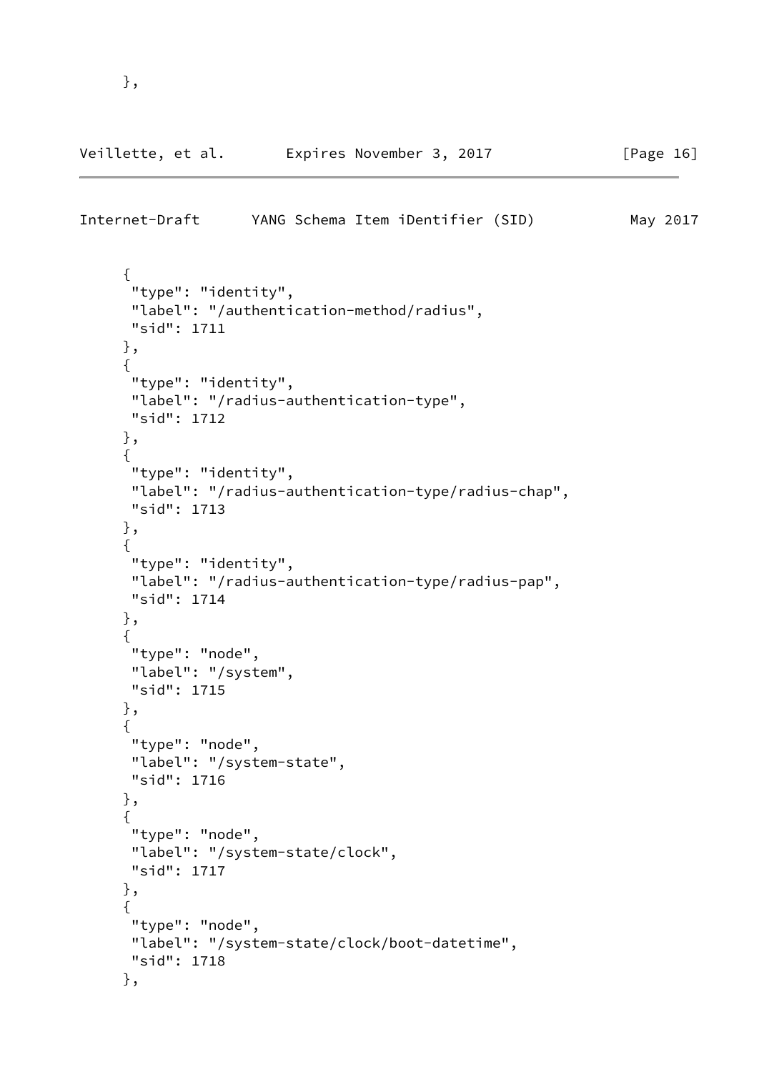```
     },
```

```
     {
      "type": "identity",
      "label": "/authentication-method/radius",
      "sid": 1711
     },
     {
      "type": "identity",
      "label": "/radius-authentication-type",
      "sid": 1712
     },
     {
      "type": "identity",
      "label": "/radius-authentication-type/radius-chap",
      "sid": 1713
     },
     {
      "type": "identity",
      "label": "/radius-authentication-type/radius-pap",
      "sid": 1714
     },
     {
      "type": "node",
      "label": "/system",
      "sid": 1715
     },
     {
      "type": "node",
      "label": "/system-state",
      "sid": 1716
     },
     {
      "type": "node",
      "label": "/system-state/clock",
      "sid": 1717
     },
     {
      "type": "node",
      "label": "/system-state/clock/boot-datetime",
      "sid": 1718
     },
```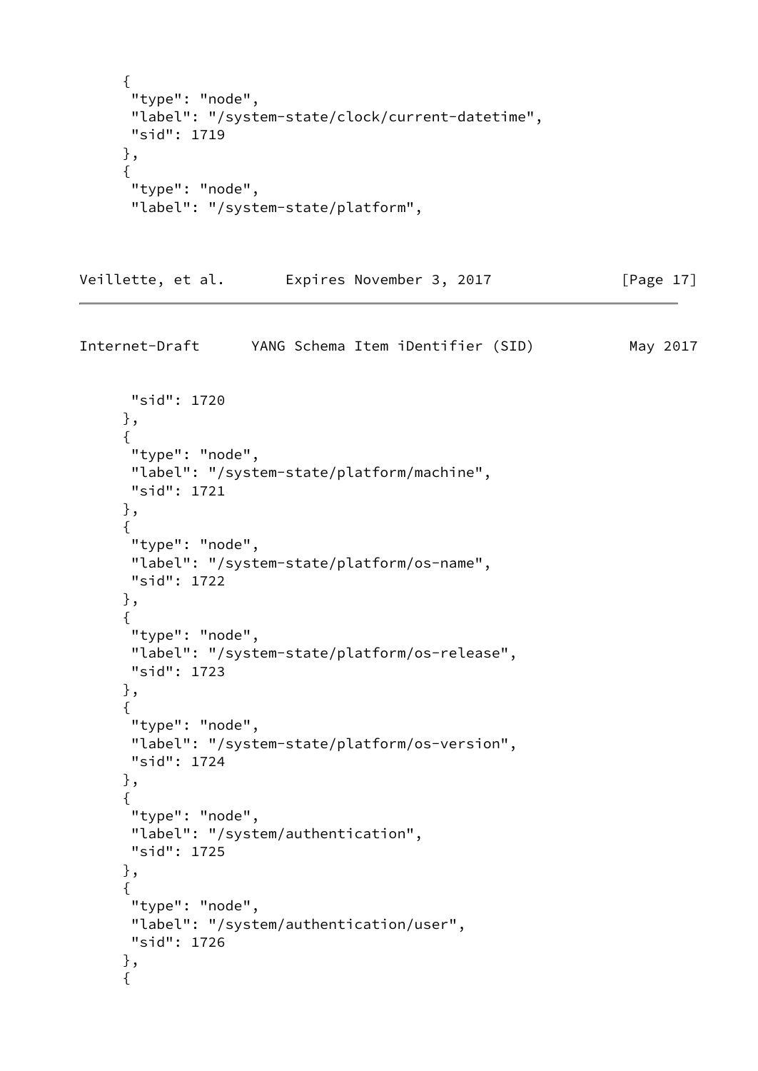```
     {
      "type": "node",
      "label": "/system-state/clock/current-datetime",
      "sid": 1719
     },
     {
      "type": "node",
      "label": "/system-state/platform",
      "sid": 1720
     },
     {
      "type": "node",
      "label": "/system-state/platform/machine",
      "sid": 1721
     },
     {
      "type": "node",
      "label": "/system-state/platform/os-name",
      "sid": 1722
     },
     {
      "type": "node",
      "label": "/system-state/platform/os-release",
      "sid": 1723
     },
     {
      "type": "node",
      "label": "/system-state/platform/os-version",
      "sid": 1724
     },
     {
      "type": "node",
      "label": "/system/authentication",
      "sid": 1725
     },
     {
      "type": "node",
      "label": "/system/authentication/user",
      "sid": 1726
     },
     {
```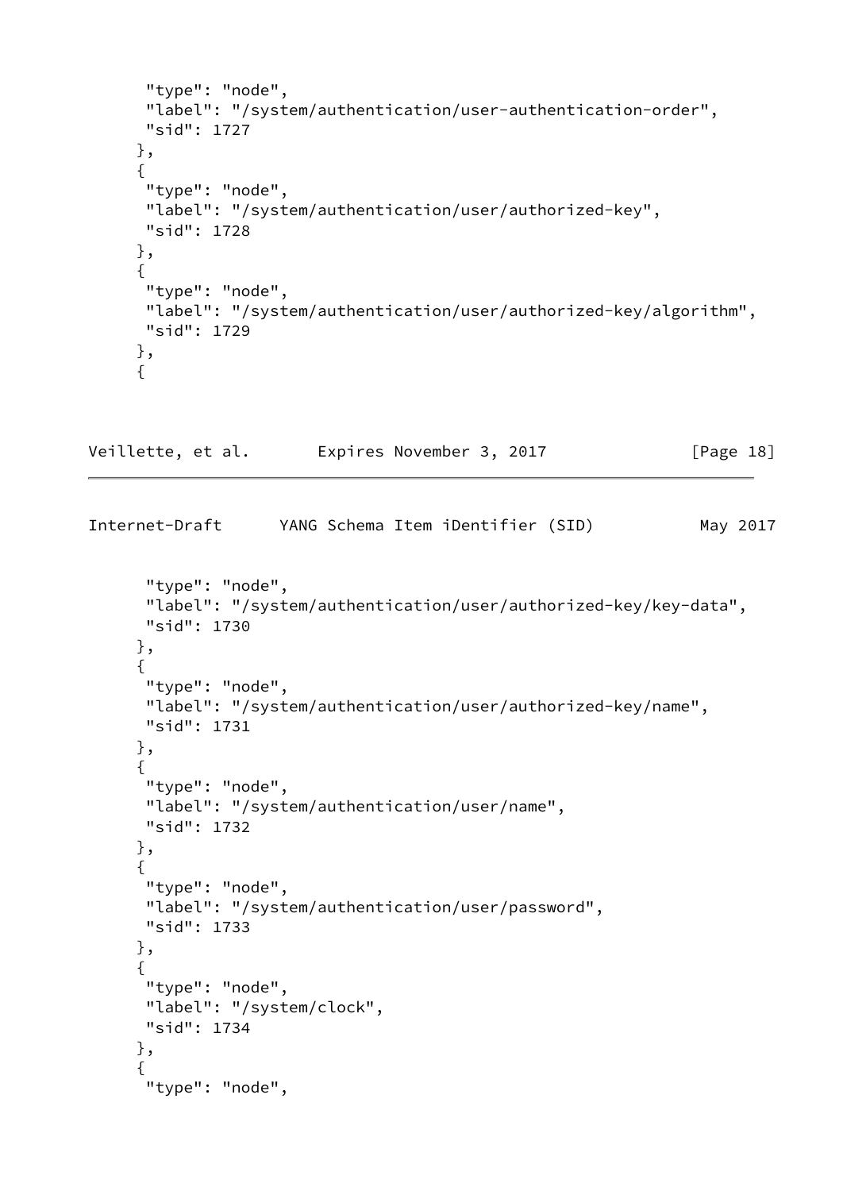```
       "type": "node",
       "label": "/system/authentication/user-authentication-order",
       "sid": 1727
      },
      {
       "type": "node",
       "label": "/system/authentication/user/authorized-key",
       "sid": 1728
      },
      {
       "type": "node",
       "label": "/system/authentication/user/authorized-key/algorithm",
       "sid": 1729
      },
      {
       "type": "node",
       "label": "/system/authentication/user/authorized-key/key-data",
       "sid": 1730
      },
      {
       "type": "node",
       "label": "/system/authentication/user/authorized-key/name",
       "sid": 1731
      },
      {
       "type": "node",
       "label": "/system/authentication/user/name",
       "sid": 1732
      },
      {
       "type": "node",
       "label": "/system/authentication/user/password",
       "sid": 1733
      },
      {
       "type": "node",
       "label": "/system/clock",
       "sid": 1734
      },
      {
       "type": "node",
```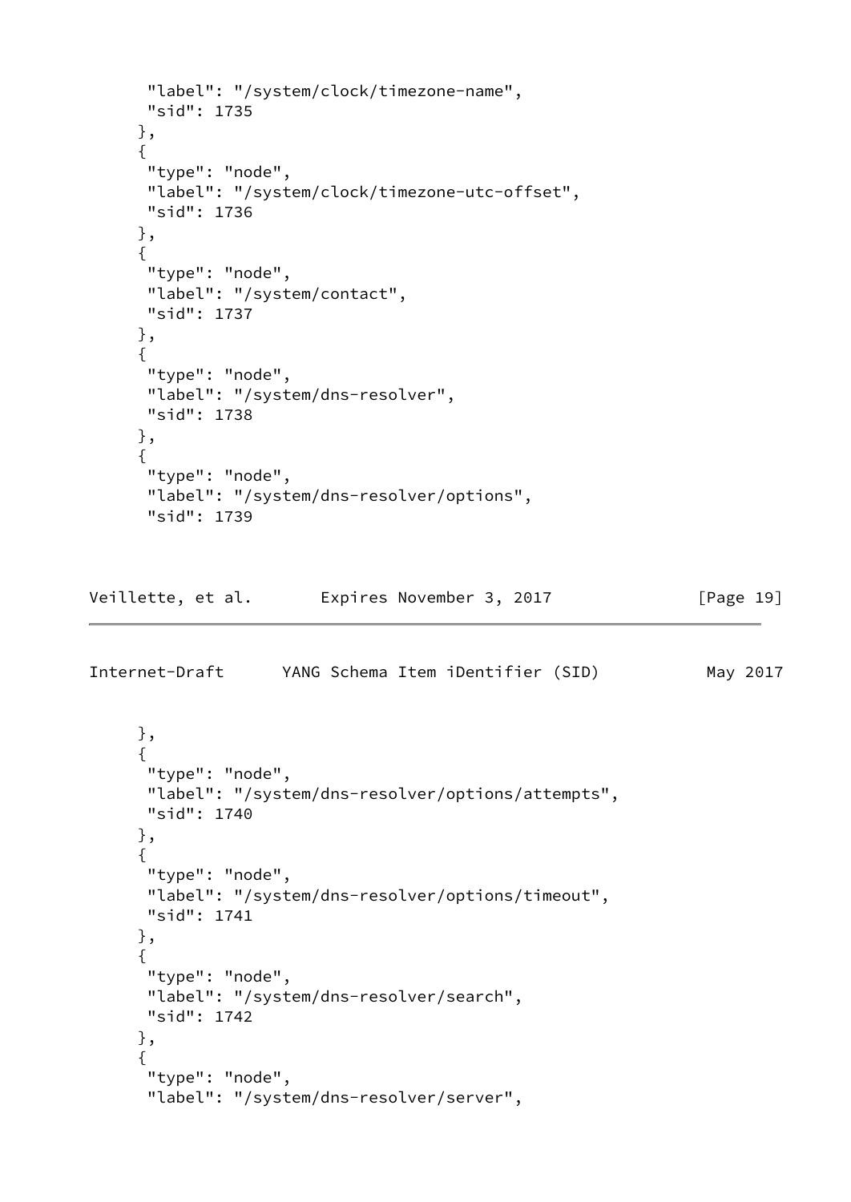```
       "label": "/system/clock/timezone-name",
       "sid": 1735
      },
      {
       "type": "node",
       "label": "/system/clock/timezone-utc-offset",
       "sid": 1736
      },
      {
       "type": "node",
       "label": "/system/contact",
       "sid": 1737
      },
      {
       "type": "node",
       "label": "/system/dns-resolver",
       "sid": 1738
      },
      {
       "type": "node",
       "label": "/system/dns-resolver/options",
       "sid": 1739
      },
      {
       "type": "node",
       "label": "/system/dns-resolver/options/attempts",
       "sid": 1740
      },
      {
       "type": "node",
       "label": "/system/dns-resolver/options/timeout",
       "sid": 1741
      },
      {
       "type": "node",
       "label": "/system/dns-resolver/search",
       "sid": 1742
      },
      {
       "type": "node",
       "label": "/system/dns-resolver/server",
```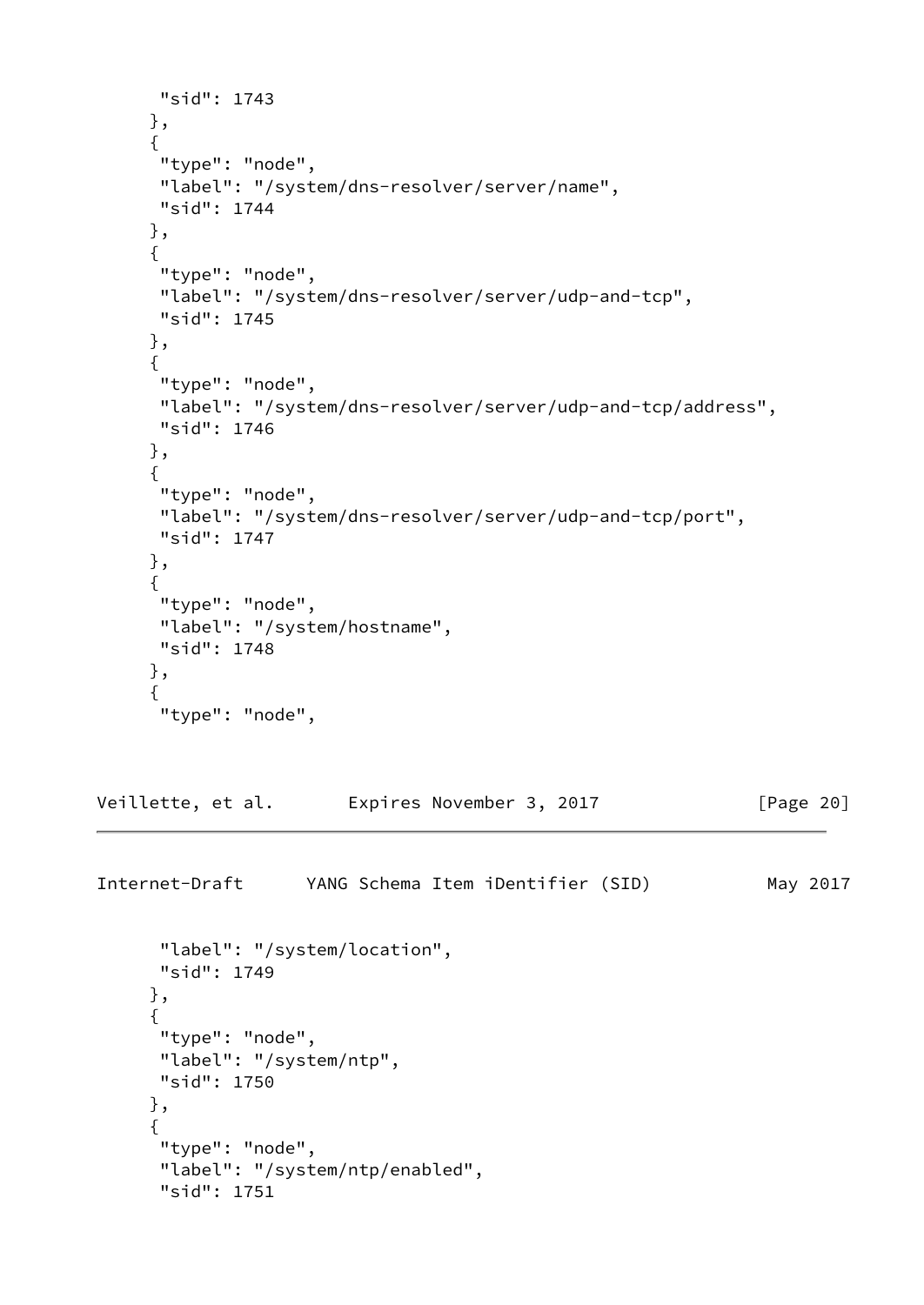```
       "sid": 1743
     },
     {
       "type": "node",
       "label": "/system/dns-resolver/server/name",
       "sid": 1744
     },
     {
       "type": "node",
       "label": "/system/dns-resolver/server/udp-and-tcp",
       "sid": 1745
     },
     {
       "type": "node",
       "label": "/system/dns-resolver/server/udp-and-tcp/address",
       "sid": 1746
     },
     {
       "type": "node",
       "label": "/system/dns-resolver/server/udp-and-tcp/port",
       "sid": 1747
     },
     {
       "type": "node",
       "label": "/system/hostname",
       "sid": 1748
     },
     {
       "type": "node",
       "label": "/system/location",
       "sid": 1749
     },
     {
       "type": "node",
       "label": "/system/ntp",
       "sid": 1750
     },
     {
       "type": "node",
       "label": "/system/ntp/enabled",
       "sid": 1751
```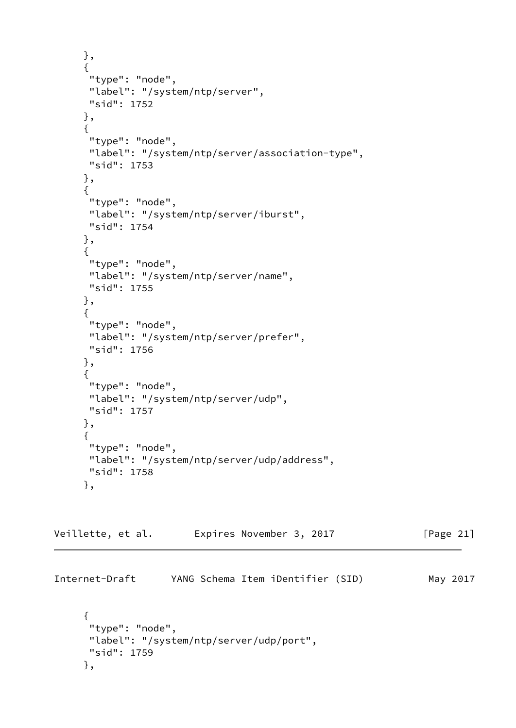```
     },
     {
      "type": "node",
      "label": "/system/ntp/server",
      "sid": 1752
     },
     {
      "type": "node",
      "label": "/system/ntp/server/association-type",
      "sid": 1753
     },
     {
      "type": "node",
      "label": "/system/ntp/server/iburst",
      "sid": 1754
     },
     {
      "type": "node",
      "label": "/system/ntp/server/name",
      "sid": 1755
     },
     {
      "type": "node",
      "label": "/system/ntp/server/prefer",
      "sid": 1756
     },
     {
      "type": "node",
      "label": "/system/ntp/server/udp",
      "sid": 1757
     },
     {
      "type": "node",
      "label": "/system/ntp/server/udp/address",
      "sid": 1758
     },
```

```
     {
      "type": "node",
      "label": "/system/ntp/server/udp/port",
      "sid": 1759
     },
```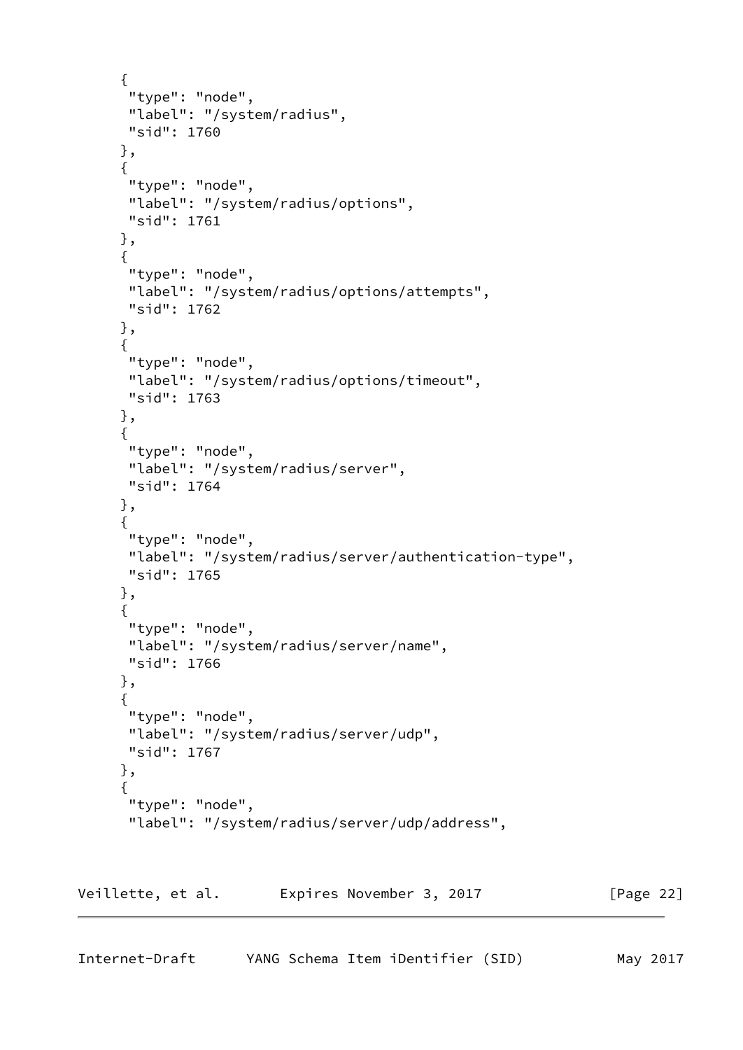```
     {
      "type": "node",
      "label": "/system/radius",
      "sid": 1760
     },
     {
      "type": "node",
      "label": "/system/radius/options",
      "sid": 1761
     },
     {
      "type": "node",
      "label": "/system/radius/options/attempts",
      "sid": 1762
     },
     {
      "type": "node",
      "label": "/system/radius/options/timeout",
      "sid": 1763
     },
     {
      "type": "node",
      "label": "/system/radius/server",
      "sid": 1764
     },
     {
      "type": "node",
      "label": "/system/radius/server/authentication-type",
      "sid": 1765
     },
     {
      "type": "node",
      "label": "/system/radius/server/name",
      "sid": 1766
     },
     {
      "type": "node",
      "label": "/system/radius/server/udp",
      "sid": 1767
     },
     {
      "type": "node",
      "label": "/system/radius/server/udp/address",
```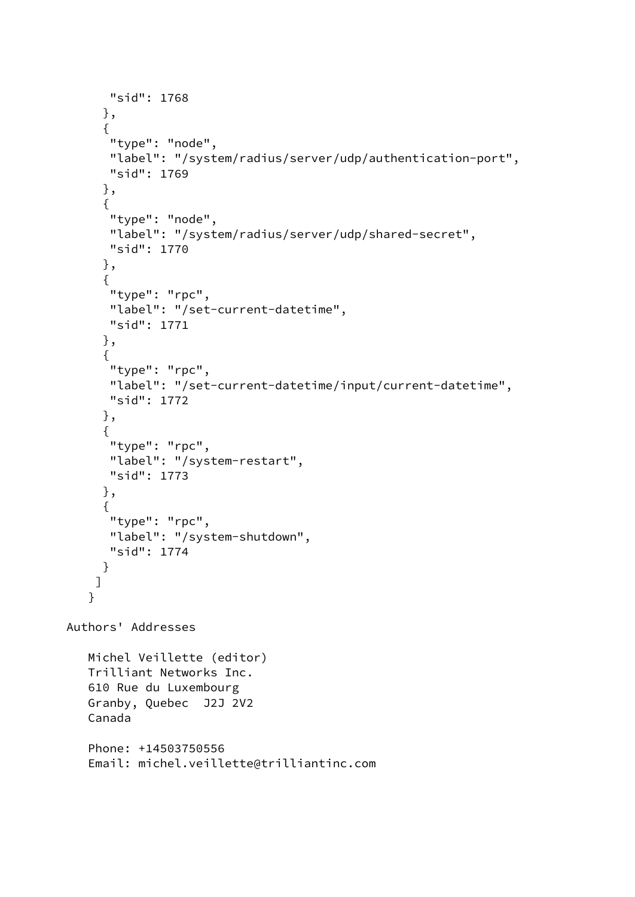```
       "sid": 1768
      },
      {
       "type": "node",
       "label": "/system/radius/server/udp/authentication-port",
       "sid": 1769
      },
      {
       "type": "node",
       "label": "/system/radius/server/udp/shared-secret",
       "sid": 1770
      },
      {
       "type": "rpc",
       "label": "/set-current-datetime",
       "sid": 1771
      },
      {
       "type": "rpc",
       "label": "/set-current-datetime/input/current-datetime",
       "sid": 1772
      },
      {
       "type": "rpc",
       "label": "/system-restart",
       "sid": 1773
      },
      {
       "type": "rpc",
       "label": "/system-shutdown",
       "sid": 1774
      }
     ]
    }
```

## Authors' Addresses

Michel Veillette (editor)
Trilliant Networks Inc.
610 Rue du Luxembourg
Granby, Quebec  J2J 2V2
Canada

Phone: +14503750556
Email: michel.veillette@trilliantinc.com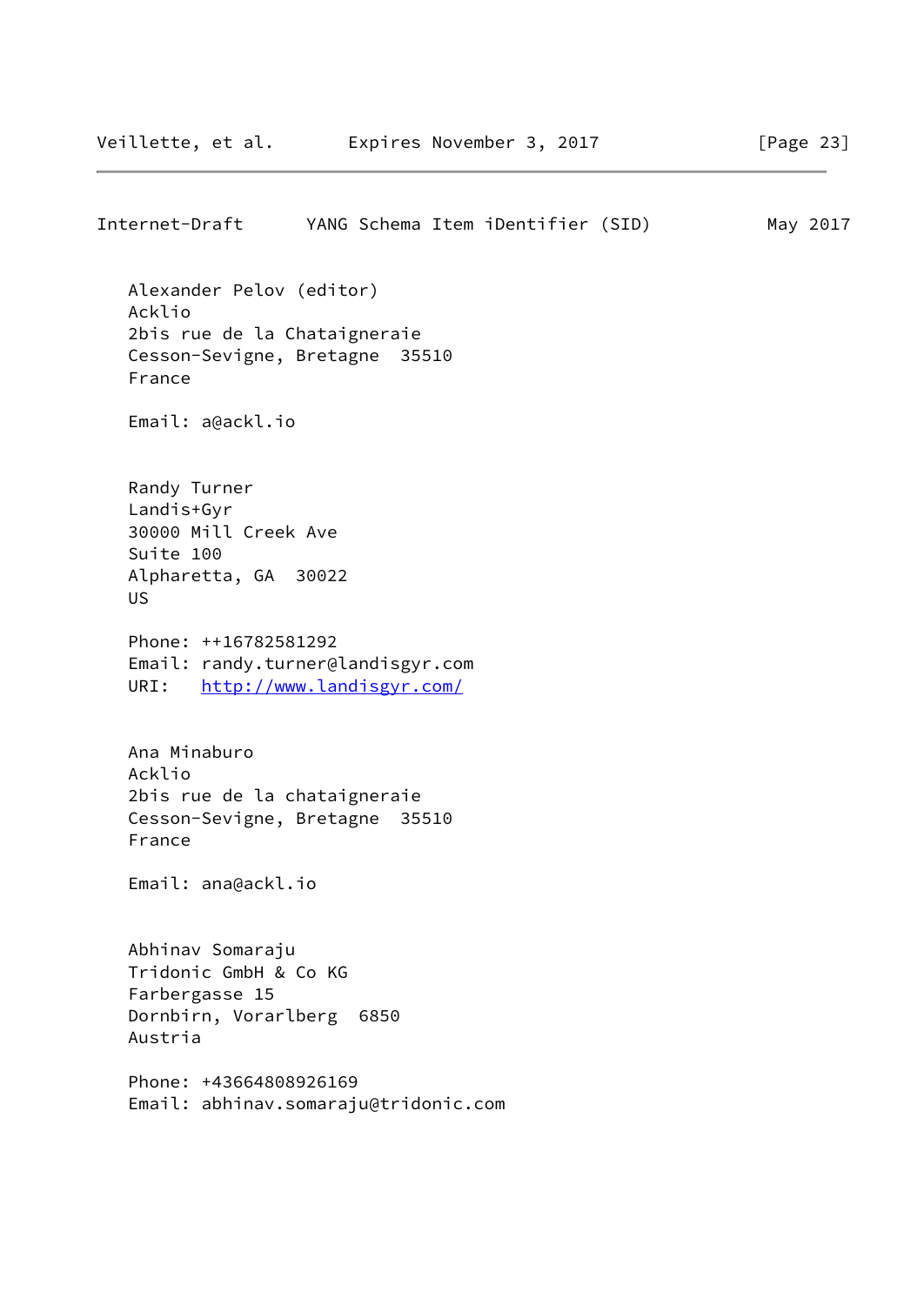Alexander Pelov (editor)
Acklio
2bis rue de la Chataigneraie
Cesson-Sevigne, Bretagne  35510
France

Email: a@ackl.io

Randy Turner
Landis+Gyr
30000 Mill Creek Ave
Suite 100
Alpharetta, GA  30022
US

Phone: ++16782581292
Email: randy.turner@landisgyr.com
URI:   http://www.landisgyr.com/

Ana Minaburo
Acklio
2bis rue de la chataigneraie
Cesson-Sevigne, Bretagne  35510
France

Email: ana@ackl.io

Abhinav Somaraju
Tridonic GmbH & Co KG
Farbergasse 15
Dornbirn, Vorarlberg  6850
Austria

Phone: +43664808926169
Email: abhinav.somaraju@tridonic.com